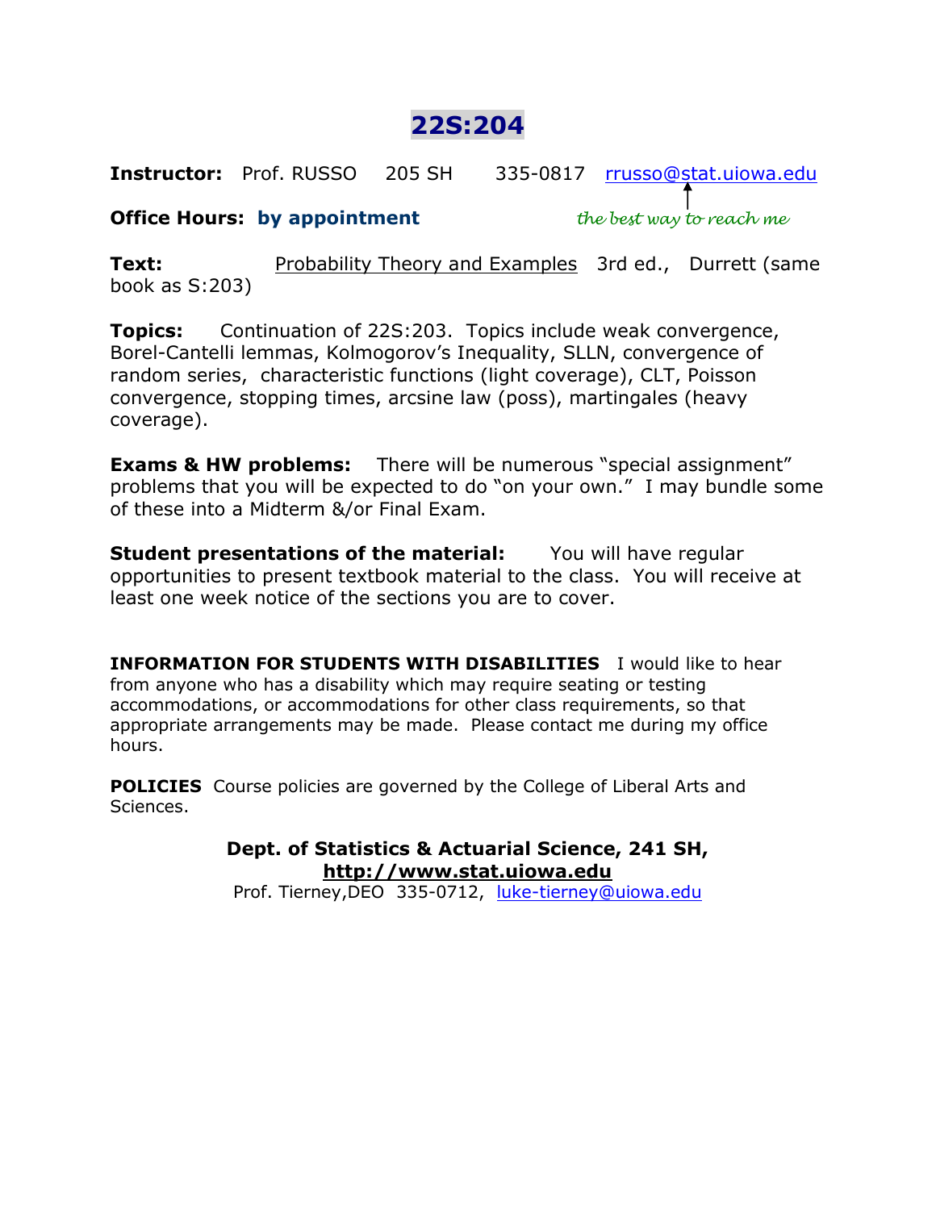# 22S:204

**Instructor:** Prof. RUSSO 205 SH 335-0817 rrusso@stat.uiowa.edu

**Office Hours:** **by appointment** *the best way to reach me*

**Text:** Probability Theory and Examples 3rd ed., Durrett (same book as S:203)

**Topics:** Continuation of 22S:203. Topics include weak convergence, Borel-Cantelli lemmas, Kolmogorov's Inequality, SLLN, convergence of random series, characteristic functions (light coverage), CLT, Poisson convergence, stopping times, arcsine law (poss), martingales (heavy coverage).

**Exams & HW problems:** There will be numerous "special assignment" problems that you will be expected to do "on your own." I may bundle some of these into a Midterm &/or Final Exam.

**Student presentations of the material:** You will have regular opportunities to present textbook material to the class. You will receive at least one week notice of the sections you are to cover.

**INFORMATION FOR STUDENTS WITH DISABILITIES** I would like to hear from anyone who has a disability which may require seating or testing accommodations, or accommodations for other class requirements, so that appropriate arrangements may be made. Please contact me during my office hours.

**POLICIES** Course policies are governed by the College of Liberal Arts and Sciences.

**Dept. of Statistics & Actuarial Science, 241 SH,**
**http://www.stat.uiowa.edu**
Prof. Tierney,DEO 335-0712, luke-tierney@uiowa.edu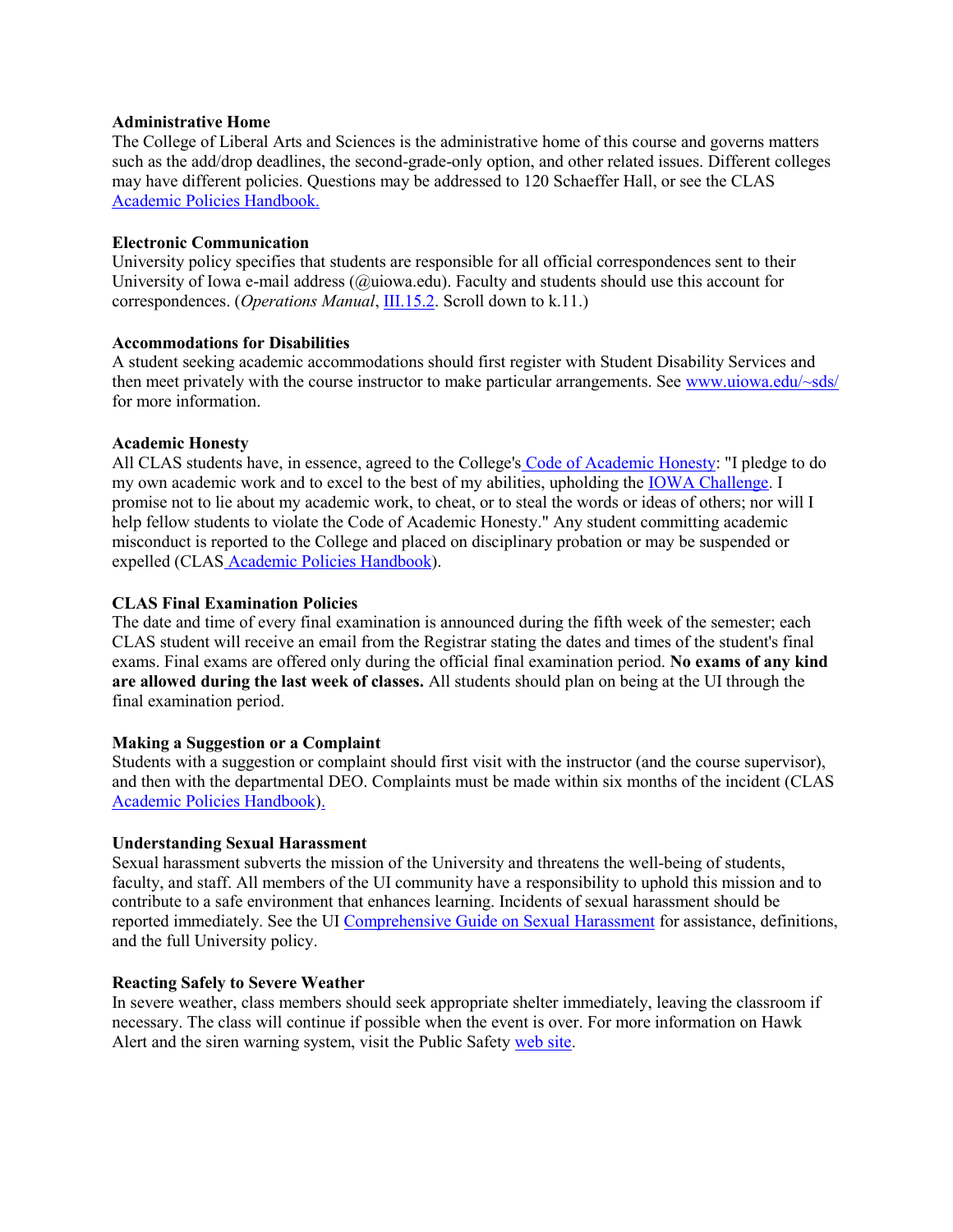**Administrative Home**
The College of Liberal Arts and Sciences is the administrative home of this course and governs matters such as the add/drop deadlines, the second-grade-only option, and other related issues. Different colleges may have different policies. Questions may be addressed to 120 Schaeffer Hall, or see the CLAS Academic Policies Handbook.

**Electronic Communication**
University policy specifies that students are responsible for all official correspondences sent to their University of Iowa e-mail address (@uiowa.edu). Faculty and students should use this account for correspondences. (*Operations Manual*, III.15.2. Scroll down to k.11.)

**Accommodations for Disabilities**
A student seeking academic accommodations should first register with Student Disability Services and then meet privately with the course instructor to make particular arrangements. See www.uiowa.edu/~sds/ for more information.

**Academic Honesty**
All CLAS students have, in essence, agreed to the College's Code of Academic Honesty: "I pledge to do my own academic work and to excel to the best of my abilities, upholding the IOWA Challenge. I promise not to lie about my academic work, to cheat, or to steal the words or ideas of others; nor will I help fellow students to violate the Code of Academic Honesty." Any student committing academic misconduct is reported to the College and placed on disciplinary probation or may be suspended or expelled (CLAS Academic Policies Handbook).

**CLAS Final Examination Policies**
The date and time of every final examination is announced during the fifth week of the semester; each CLAS student will receive an email from the Registrar stating the dates and times of the student's final exams. Final exams are offered only during the official final examination period. **No exams of any kind are allowed during the last week of classes.** All students should plan on being at the UI through the final examination period.

**Making a Suggestion or a Complaint**
Students with a suggestion or complaint should first visit with the instructor (and the course supervisor), and then with the departmental DEO. Complaints must be made within six months of the incident (CLAS Academic Policies Handbook).

**Understanding Sexual Harassment**
Sexual harassment subverts the mission of the University and threatens the well-being of students, faculty, and staff. All members of the UI community have a responsibility to uphold this mission and to contribute to a safe environment that enhances learning. Incidents of sexual harassment should be reported immediately. See the UI Comprehensive Guide on Sexual Harassment for assistance, definitions, and the full University policy.

**Reacting Safely to Severe Weather**
In severe weather, class members should seek appropriate shelter immediately, leaving the classroom if necessary. The class will continue if possible when the event is over. For more information on Hawk Alert and the siren warning system, visit the Public Safety web site.